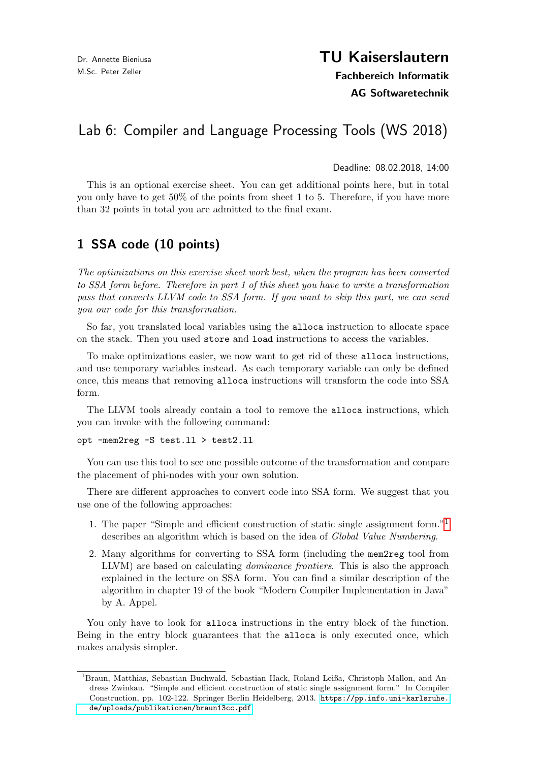Dr. Annette Bieniusa
M.Sc. Peter Zeller

**TU Kaiserslautern**
**Fachbereich Informatik**
**AG Softwaretechnik**

# Lab 6: Compiler and Language Processing Tools (WS 2018)

Deadline: 08.02.2018, 14:00

This is an optional exercise sheet. You can get additional points here, but in total you only have to get 50% of the points from sheet 1 to 5. Therefore, if you have more than 32 points in total you are admitted to the final exam.

## 1 SSA code (10 points)

*The optimizations on this exercise sheet work best, when the program has been converted to SSA form before. Therefore in part 1 of this sheet you have to write a transformation pass that converts LLVM code to SSA form. If you want to skip this part, we can send you our code for this transformation.*

So far, you translated local variables using the `alloca` instruction to allocate space on the stack. Then you used `store` and `load` instructions to access the variables.

To make optimizations easier, we now want to get rid of these `alloca` instructions, and use temporary variables instead. As each temporary variable can only be defined once, this means that removing `alloca` instructions will transform the code into SSA form.

The LLVM tools already contain a tool to remove the `alloca` instructions, which you can invoke with the following command:

```
opt -mem2reg -S test.ll > test2.ll
```

You can use this tool to see one possible outcome of the transformation and compare the placement of phi-nodes with your own solution.

There are different approaches to convert code into SSA form. We suggest that you use one of the following approaches:

1. The paper "Simple and efficient construction of static single assignment form."[1] describes an algorithm which is based on the idea of *Global Value Numbering*.
2. Many algorithms for converting to SSA form (including the `mem2reg` tool from LLVM) are based on calculating *dominance frontiers*. This is also the approach explained in the lecture on SSA form. You can find a similar description of the algorithm in chapter 19 of the book "Modern Compiler Implementation in Java" by A. Appel.

You only have to look for `alloca` instructions in the entry block of the function. Being in the entry block guarantees that the `alloca` is only executed once, which makes analysis simpler.

[1] Braun, Matthias, Sebastian Buchwald, Sebastian Hack, Roland Leißa, Christoph Mallon, and Andreas Zwinkau. "Simple and efficient construction of static single assignment form." In Compiler Construction, pp. 102-122. Springer Berlin Heidelberg, 2013. https://pp.info.uni-karlsruhe.de/uploads/publikationen/braun13cc.pdf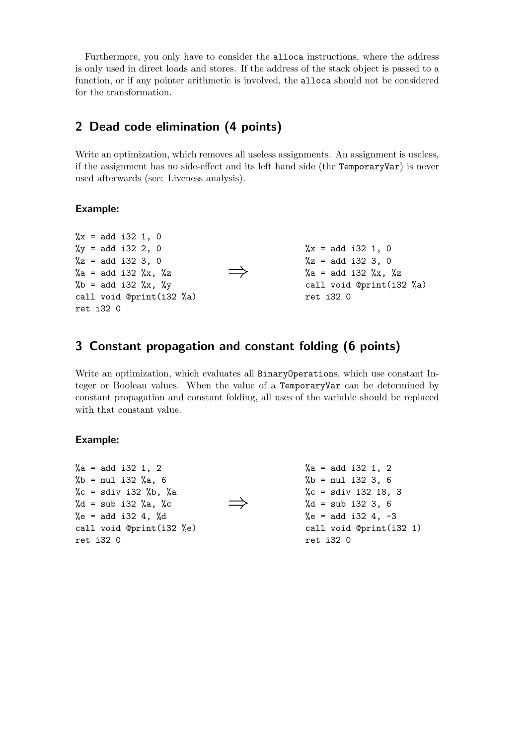Furthermore, you only have to consider the `alloca` instructions, where the address is only used in direct loads and stores. If the address of the stack object is passed to a function, or if any pointer arithmetic is involved, the `alloca` should not be considered for the transformation.

## 2 Dead code elimination (4 points)

Write an optimization, which removes all useless assignments. An assignment is useless, if the assignment has no side-effect and its left hand side (the `TemporaryVar`) is never used afterwards (see: Liveness analysis).

### Example:

```
%x = add i32 1, 0
%y = add i32 2, 0
%z = add i32 3, 0
%a = add i32 %x, %z
%b = add i32 %x, %y
call void @print(i32 %a)
ret i32 0
```

$\Longrightarrow$

```
%x = add i32 1, 0
%z = add i32 3, 0
%a = add i32 %x, %z
call void @print(i32 %a)
ret i32 0
```

## 3 Constant propagation and constant folding (6 points)

Write an optimization, which evaluates all `BinaryOperation`s, which use constant Integer or Boolean values. When the value of a `TemporaryVar` can be determined by constant propagation and constant folding, all uses of the variable should be replaced with that constant value.

### Example:

```
%a = add i32 1, 2
%b = mul i32 %a, 6
%c = sdiv i32 %b, %a
%d = sub i32 %a, %c
%e = add i32 4, %d
call void @print(i32 %e)
ret i32 0
```

$\Longrightarrow$

```
%a = add i32 1, 2
%b = mul i32 3, 6
%c = sdiv i32 18, 3
%d = sub i32 3, 6
%e = add i32 4, -3
call void @print(i32 1)
ret i32 0
```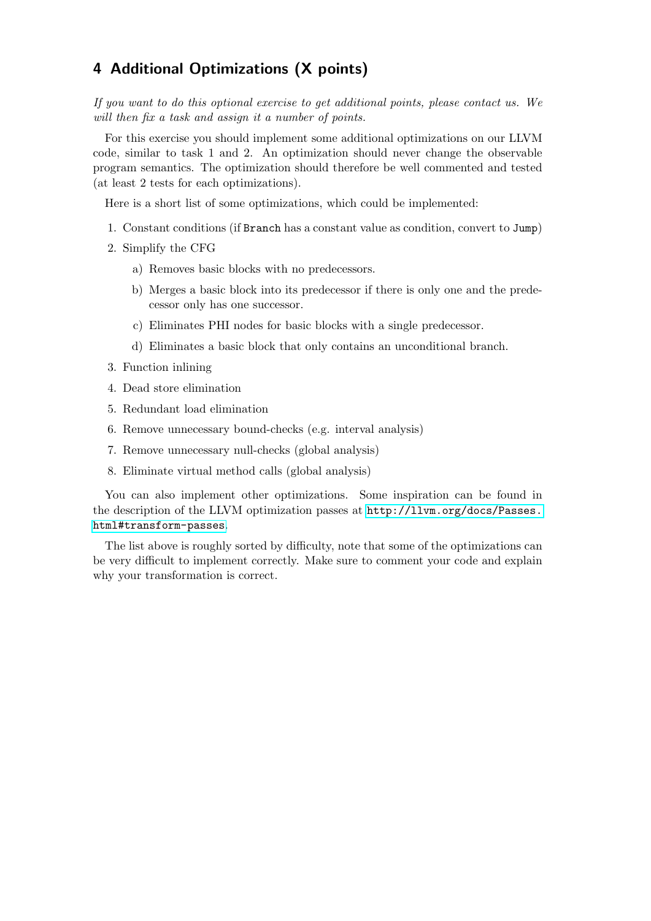## 4 Additional Optimizations (X points)

*If you want to do this optional exercise to get additional points, please contact us. We will then fix a task and assign it a number of points.*

For this exercise you should implement some additional optimizations on our LLVM code, similar to task 1 and 2. An optimization should never change the observable program semantics. The optimization should therefore be well commented and tested (at least 2 tests for each optimizations).

Here is a short list of some optimizations, which could be implemented:

1. Constant conditions (if `Branch` has a constant value as condition, convert to `Jump`)
2. Simplify the CFG
   a) Removes basic blocks with no predecessors.
   b) Merges a basic block into its predecessor if there is only one and the predecessor only has one successor.
   c) Eliminates PHI nodes for basic blocks with a single predecessor.
   d) Eliminates a basic block that only contains an unconditional branch.
3. Function inlining
4. Dead store elimination
5. Redundant load elimination
6. Remove unnecessary bound-checks (e.g. interval analysis)
7. Remove unnecessary null-checks (global analysis)
8. Eliminate virtual method calls (global analysis)

You can also implement other optimizations. Some inspiration can be found in the description of the LLVM optimization passes at `http://llvm.org/docs/Passes.html#transform-passes`.

The list above is roughly sorted by difficulty, note that some of the optimizations can be very difficult to implement correctly. Make sure to comment your code and explain why your transformation is correct.